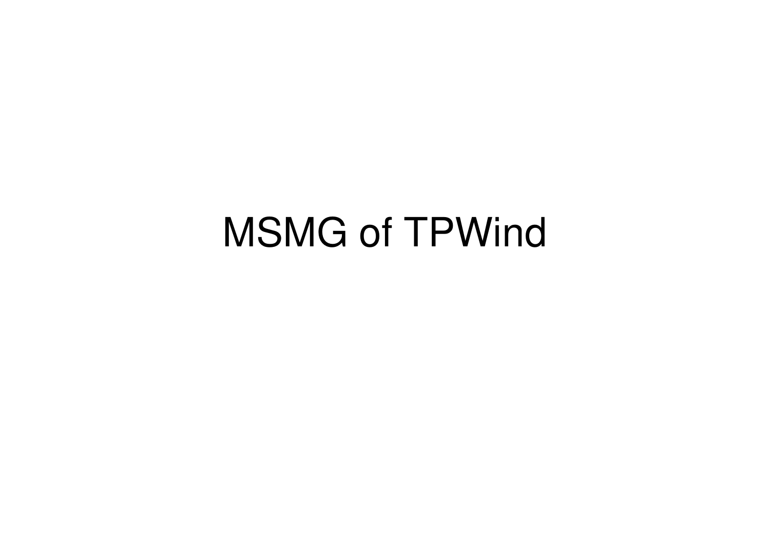# MSMG of TPWind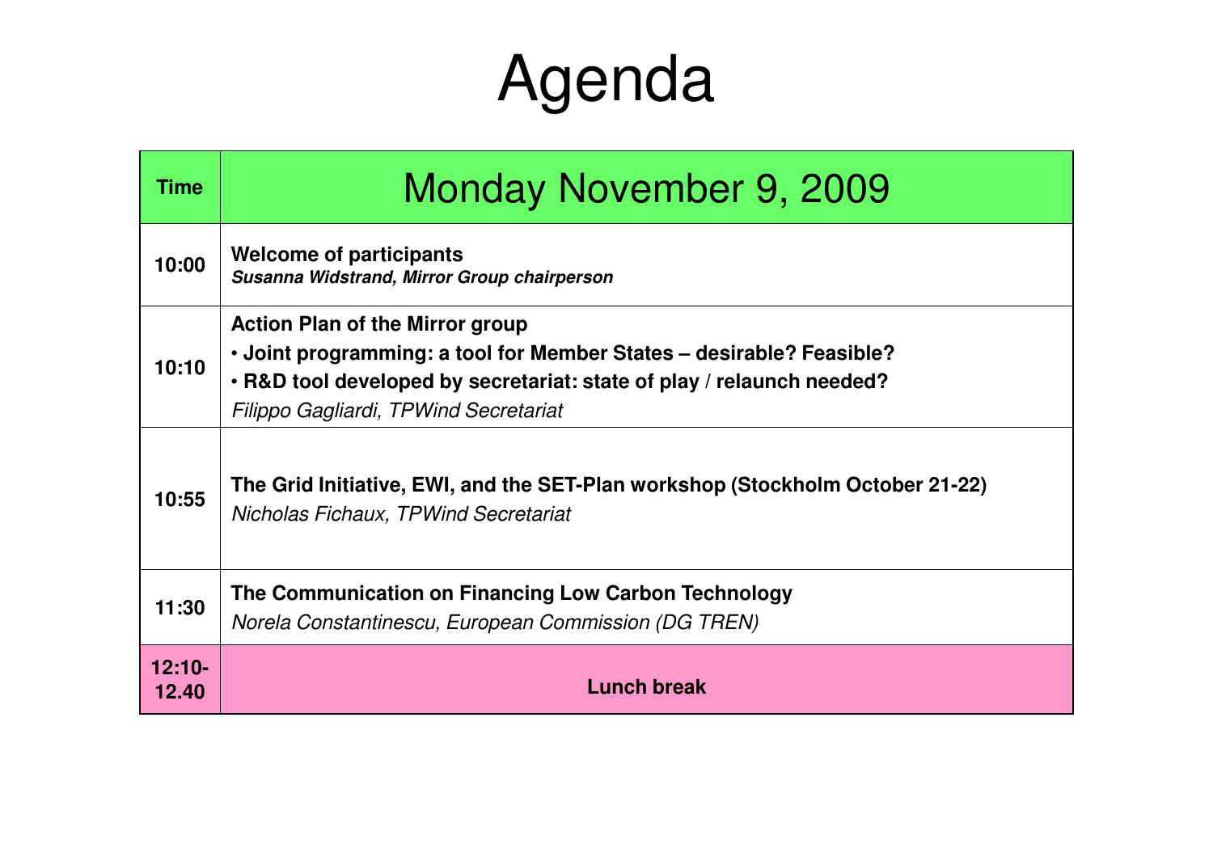# Agenda

| Time | Monday November 9, 2009 |
| --- | --- |
| 10:00 | **Welcome of participants**<br>***Susanna Widstrand, Mirror Group chairperson*** |
| 10:10 | **Action Plan of the Mirror group**<br>**• Joint programming: a tool for Member States – desirable? Feasible?**<br>**• R&D tool developed by secretariat: state of play / relaunch needed?**<br>*Filippo Gagliardi, TPWind Secretariat* |
| 10:55 | **The Grid Initiative, EWI, and the SET-Plan workshop (Stockholm October 21-22)**<br>*Nicholas Fichaux, TPWind Secretariat* |
| 11:30 | **The Communication on Financing Low Carbon Technology**<br>*Norela Constantinescu, European Commission (DG TREN)* |
| 12:10-12.40 | **Lunch break** |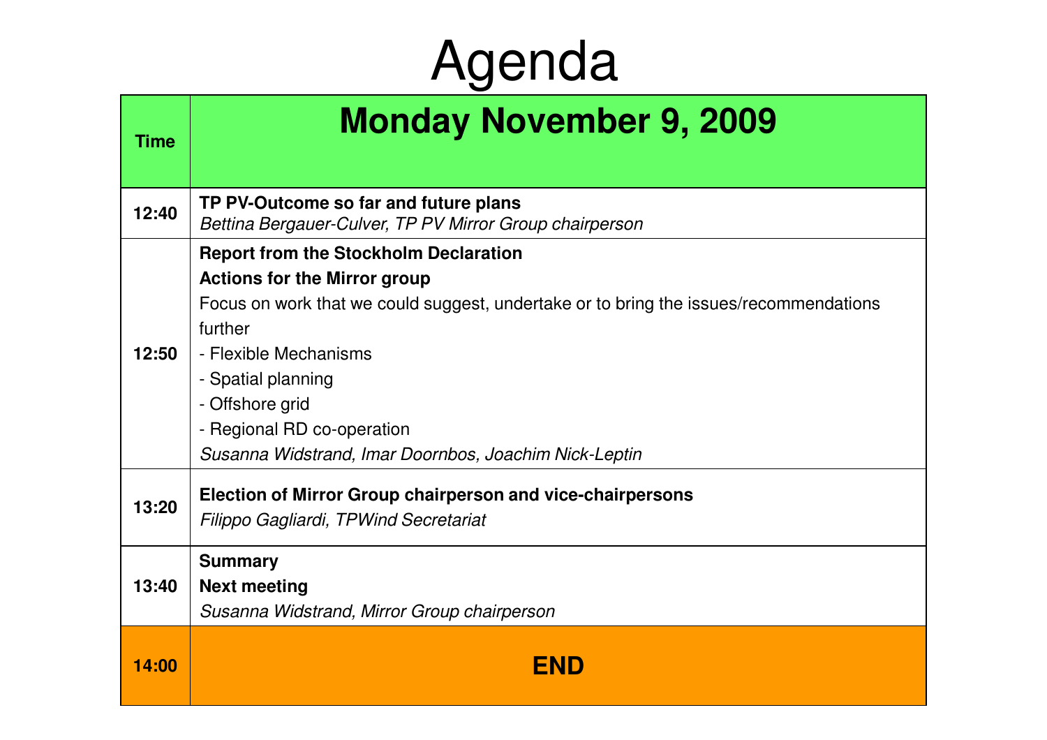# Agenda

| Time | Monday November 9, 2009 |
|---|---|
| 12:40 | **TP PV-Outcome so far and future plans**<br>*Bettina Bergauer-Culver, TP PV Mirror Group chairperson* |
| 12:50 | **Report from the Stockholm Declaration**<br>**Actions for the Mirror group**<br>Focus on work that we could suggest, undertake or to bring the issues/recommendations further<br>- Flexible Mechanisms<br>- Spatial planning<br>- Offshore grid<br>- Regional RD co-operation<br>*Susanna Widstrand, Imar Doornbos, Joachim Nick-Leptin* |
| 13:20 | **Election of Mirror Group chairperson and vice-chairpersons**<br>*Filippo Gagliardi, TPWind Secretariat* |
| 13:40 | **Summary**<br>**Next meeting**<br>*Susanna Widstrand, Mirror Group chairperson* |
| 14:00 | **END** |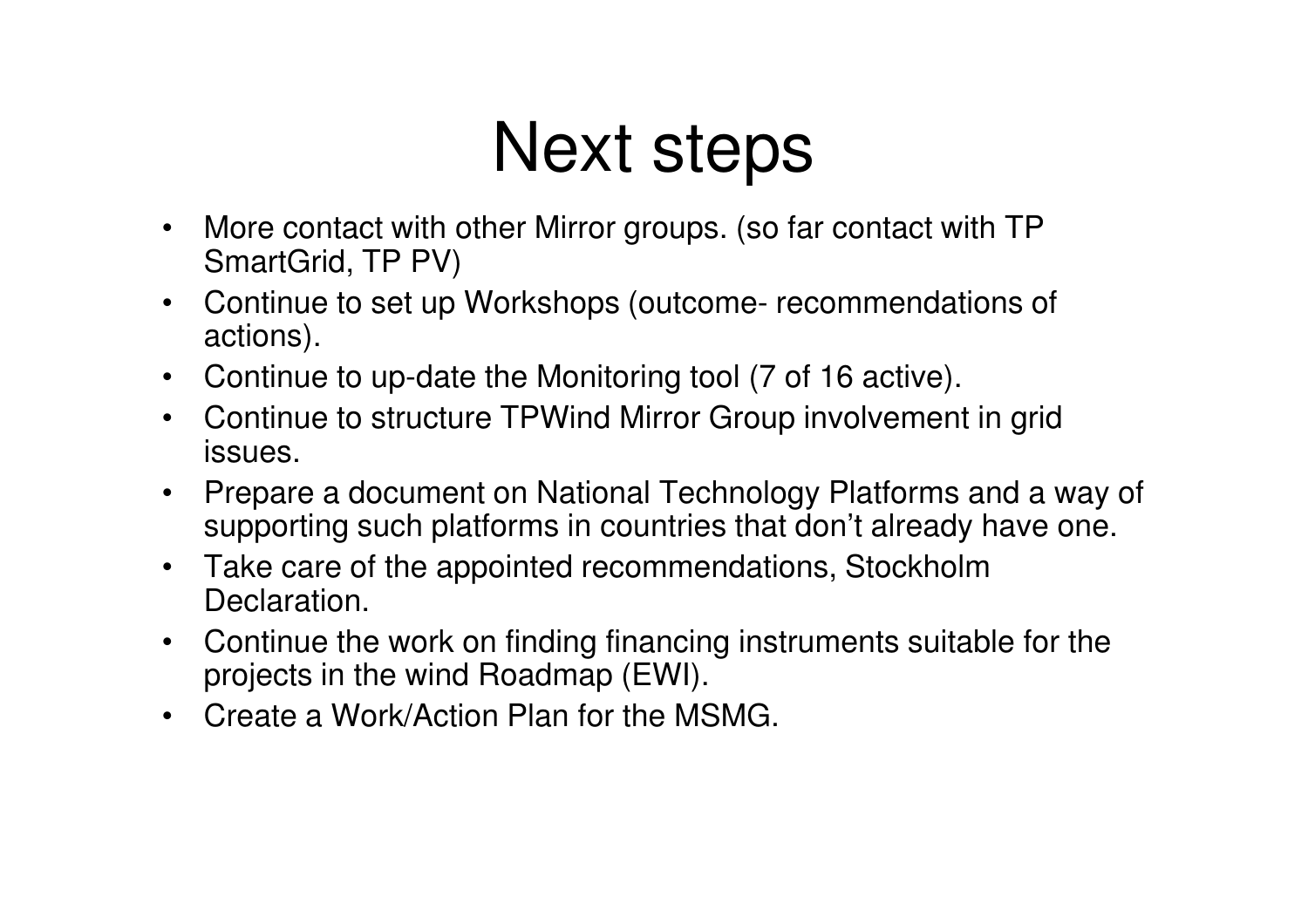# Next steps

- More contact with other Mirror groups. (so far contact with TP SmartGrid, TP PV)
- Continue to set up Workshops (outcome- recommendations of actions).
- Continue to up-date the Monitoring tool (7 of 16 active).
- Continue to structure TPWind Mirror Group involvement in grid issues.
- Prepare a document on National Technology Platforms and a way of supporting such platforms in countries that don't already have one.
- Take care of the appointed recommendations, Stockholm Declaration.
- Continue the work on finding financing instruments suitable for the projects in the wind Roadmap (EWI).
- Create a Work/Action Plan for the MSMG.